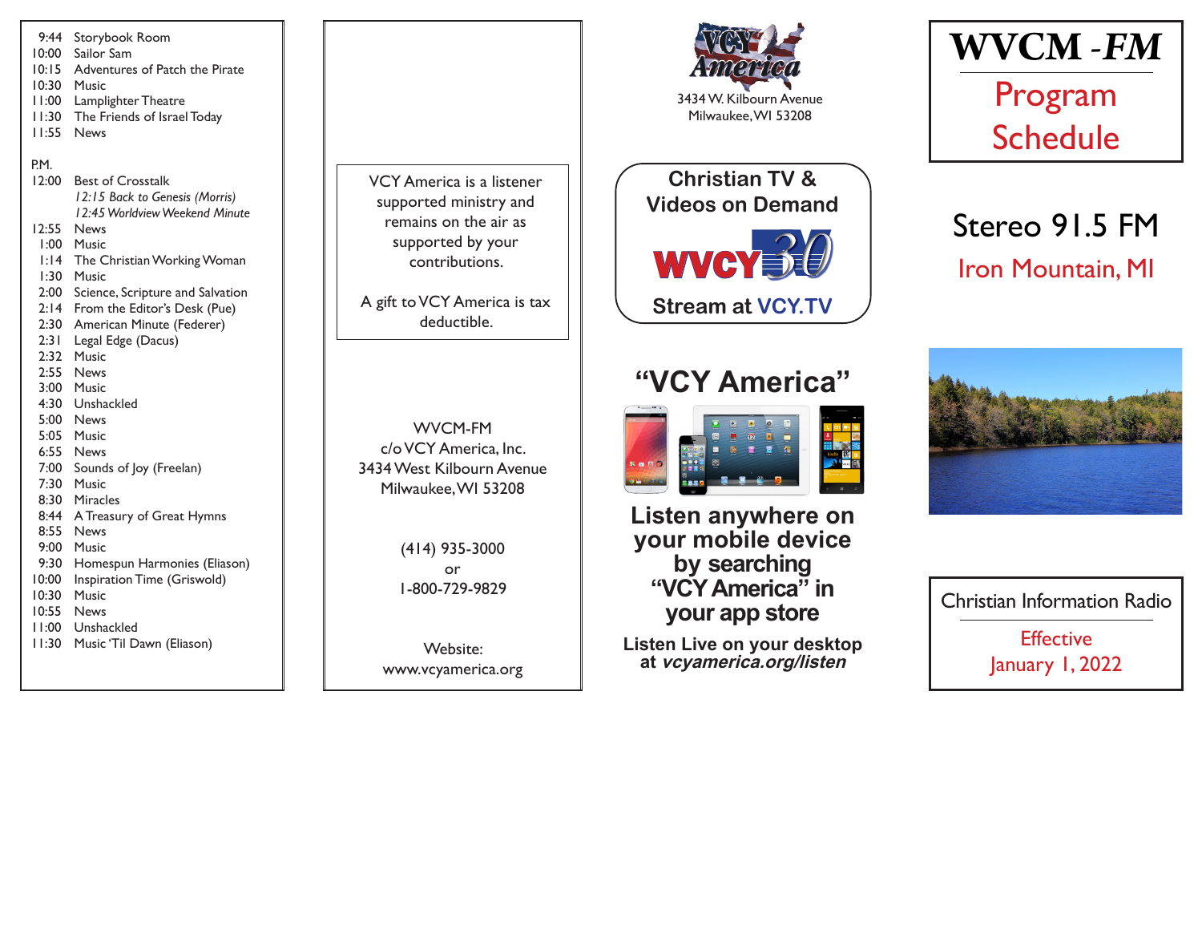| | |
|---|---|
| 9:44 | Storybook Room |
| 10:00 | Sailor Sam |
| 10:15 | Adventures of Patch the Pirate |
| 10:30 | Music |
| 11:00 | Lamplighter Theatre |
| 11:30 | The Friends of Israel Today |
| 11:55 | News |

P.M.

| | |
|---|---|
| 12:00 | Best of Crosstalk |
| | *12:15 Back to Genesis (Morris)* |
| | *12:45 Worldview Weekend Minute* |
| 12:55 | News |
| 1:00 | Music |
| 1:14 | The Christian Working Woman |
| 1:30 | Music |
| 2:00 | Science, Scripture and Salvation |
| 2:14 | From the Editor's Desk (Pue) |
| 2:30 | American Minute (Federer) |
| 2:31 | Legal Edge (Dacus) |
| 2:32 | Music |
| 2:55 | News |
| 3:00 | Music |
| 4:30 | Unshackled |
| 5:00 | News |
| 5:05 | Music |
| 6:55 | News |
| 7:00 | Sounds of Joy (Freelan) |
| 7:30 | Music |
| 8:30 | Miracles |
| 8:44 | A Treasury of Great Hymns |
| 8:55 | News |
| 9:00 | Music |
| 9:30 | Homespun Harmonies (Eliason) |
| 10:00 | Inspiration Time (Griswold) |
| 10:30 | Music |
| 10:55 | News |
| 11:00 | Unshackled |
| 11:30 | Music 'Til Dawn (Eliason) |

VCY America is a listener supported ministry and remains on the air as supported by your contributions.

A gift to VCY America is tax deductible.

WVCM-FM
c/o VCY America, Inc.
3434 West Kilbourn Avenue
Milwaukee, WI 53208

(414) 935-3000
or
1-800-729-9829

Website:
www.vcyamerica.org

VCY America
3434 W. Kilbourn Avenue
Milwaukee, WI 53208

**Christian TV & Videos on Demand**

WVCY 30

**Stream at VCY.TV**

## "VCY America"

**Listen anywhere on your mobile device by searching "VCY America" in your app store**

**Listen Live on your desktop at *vcyamerica.org/listen***

# WVCM -*FM*

## Program Schedule

## Stereo 91.5 FM

### Iron Mountain, MI

Christian Information Radio

Effective
January 1, 2022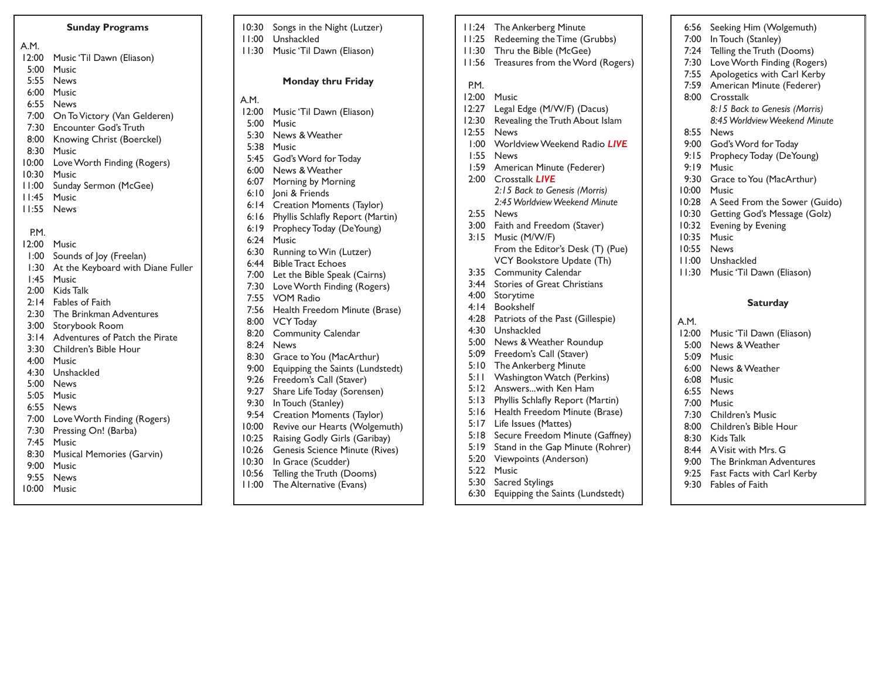**Sunday Programs**

A.M.

12:00 Music 'Til Dawn (Eliason)
5:00 Music
5:55 News
6:00 Music
6:55 News
7:00 On To Victory (Van Gelderen)
7:30 Encounter God's Truth
8:00 Knowing Christ (Boerckel)
8:30 Music
10:00 Love Worth Finding (Rogers)
10:30 Music
11:00 Sunday Sermon (McGee)
11:45 Music
11:55 News

P.M.

12:00 Music
1:00 Sounds of Joy (Freelan)
1:30 At the Keyboard with Diane Fuller
1:45 Music
2:00 Kids Talk
2:14 Fables of Faith
2:30 The Brinkman Adventures
3:00 Storybook Room
3:14 Adventures of Patch the Pirate
3:30 Children's Bible Hour
4:00 Music
4:30 Unshackled
5:00 News
5:05 Music
6:55 News
7:00 Love Worth Finding (Rogers)
7:30 Pressing On! (Barba)
7:45 Music
8:30 Musical Memories (Garvin)
9:00 Music
9:55 News
10:00 Music
10:30 Songs in the Night (Lutzer)
11:00 Unshackled
11:30 Music 'Til Dawn (Eliason)

**Monday thru Friday**

A.M.

12:00 Music 'Til Dawn (Eliason)
5:00 Music
5:30 News & Weather
5:38 Music
5:45 God's Word for Today
6:00 News & Weather
6:07 Morning by Morning
6:10 Joni & Friends
6:14 Creation Moments (Taylor)
6:16 Phyllis Schlafly Report (Martin)
6:19 Prophecy Today (DeYoung)
6:24 Music
6:30 Running to Win (Lutzer)
6:44 Bible Tract Echoes
7:00 Let the Bible Speak (Cairns)
7:30 Love Worth Finding (Rogers)
7:55 VOM Radio
7:56 Health Freedom Minute (Brase)
8:00 VCY Today
8:20 Community Calendar
8:24 News
8:30 Grace to You (MacArthur)
9:00 Equipping the Saints (Lundstedt)
9:26 Freedom's Call (Staver)
9:27 Share Life Today (Sorensen)
9:30 In Touch (Stanley)
9:54 Creation Moments (Taylor)
10:00 Revive our Hearts (Wolgemuth)
10:25 Raising Godly Girls (Garibay)
10:26 Genesis Science Minute (Rives)
10:30 In Grace (Scudder)
10:56 Telling the Truth (Dooms)
11:00 The Alternative (Evans)
11:24 The Ankerberg Minute
11:25 Redeeming the Time (Grubbs)
11:30 Thru the Bible (McGee)
11:56 Treasures from the Word (Rogers)

P.M.

12:00 Music
12:27 Legal Edge (M/W/F) (Dacus)
12:30 Revealing the Truth About Islam
12:55 News
1:00 Worldview Weekend Radio ***LIVE***
1:55 News
1:59 American Minute (Federer)
2:00 Crosstalk ***LIVE***
*2:15 Back to Genesis (Morris)*
*2:45 Worldview Weekend Minute*
2:55 News
3:00 Faith and Freedom (Staver)
3:15 Music (M/W/F)
From the Editor's Desk (T) (Pue)
VCY Bookstore Update (Th)
3:35 Community Calendar
3:44 Stories of Great Christians
4:00 Storytime
4:14 Bookshelf
4:28 Patriots of the Past (Gillespie)
4:30 Unshackled
5:00 News & Weather Roundup
5:09 Freedom's Call (Staver)
5:10 The Ankerberg Minute
5:11 Washington Watch (Perkins)
5:12 Answers...with Ken Ham
5:13 Phyllis Schlafly Report (Martin)
5:16 Health Freedom Minute (Brase)
5:17 Life Issues (Mattes)
5:18 Secure Freedom Minute (Gaffney)
5:19 Stand in the Gap Minute (Rohrer)
5:20 Viewpoints (Anderson)
5:22 Music
5:30 Sacred Stylings
6:30 Equipping the Saints (Lundstedt)
6:56 Seeking Him (Wolgemuth)
7:00 In Touch (Stanley)
7:24 Telling the Truth (Dooms)
7:30 Love Worth Finding (Rogers)
7:55 Apologetics with Carl Kerby
7:59 American Minute (Federer)
8:00 Crosstalk
*8:15 Back to Genesis (Morris)*
*8:45 Worldview Weekend Minute*
8:55 News
9:00 God's Word for Today
9:15 Prophecy Today (DeYoung)
9:19 Music
9:30 Grace to You (MacArthur)
10:00 Music
10:28 A Seed From the Sower (Guido)
10:30 Getting God's Message (Golz)
10:32 Evening by Evening
10:35 Music
10:55 News
11:00 Unshackled
11:30 Music 'Til Dawn (Eliason)

**Saturday**

A.M.

12:00 Music 'Til Dawn (Eliason)
5:00 News & Weather
5:09 Music
6:00 News & Weather
6:08 Music
6:55 News
7:00 Music
7:30 Children's Music
8:00 Children's Bible Hour
8:30 Kids Talk
8:44 A Visit with Mrs. G
9:00 The Brinkman Adventures
9:25 Fast Facts with Carl Kerby
9:30 Fables of Faith